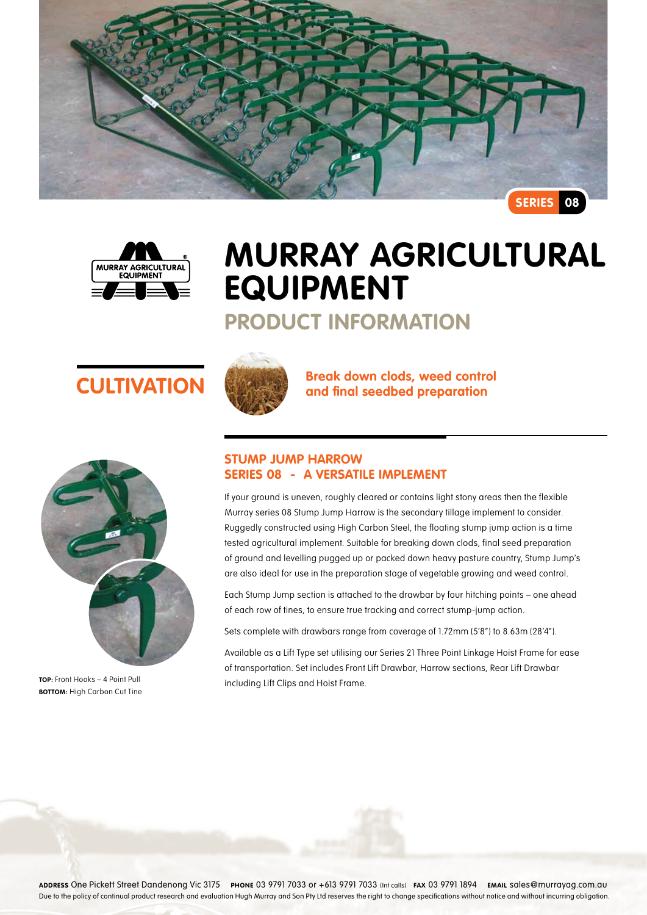SERIES 08

MURRAY AGRICULTURAL EQUIPMENT

# MURRAY AGRICULTURAL EQUIPMENT

## PRODUCT INFORMATION

## CULTIVATION

**Break down clods, weed control and final seedbed preparation**

### STUMP JUMP HARROW
### SERIES 08 - A VERSATILE IMPLEMENT

If your ground is uneven, roughly cleared or contains light stony areas then the flexible Murray series 08 Stump Jump Harrow is the secondary tillage implement to consider. Ruggedly constructed using High Carbon Steel, the floating stump jump action is a time tested agricultural implement. Suitable for breaking down clods, final seed preparation of ground and levelling pugged up or packed down heavy pasture country, Stump Jump's are also ideal for use in the preparation stage of vegetable growing and weed control.

Each Stump Jump section is attached to the drawbar by four hitching points – one ahead of each row of tines, to ensure true tracking and correct stump-jump action.

Sets complete with drawbars range from coverage of 1.72mm (5'8") to 8.63m (28'4").

Available as a Lift Type set utilising our Series 21 Three Point Linkage Hoist Frame for ease of transportation. Set includes Front Lift Drawbar, Harrow sections, Rear Lift Drawbar including Lift Clips and Hoist Frame.

**TOP:** Front Hooks – 4 Point Pull
**BOTTOM:** High Carbon Cut Tine

**ADDRESS** One Pickett Street Dandenong Vic 3175 **PHONE** 03 9791 7033 or +613 9791 7033 (Int calls) **FAX** 03 9791 1894 **EMAIL** sales@murrayag.com.au

Due to the policy of continual product research and evaluation Hugh Murray and Son Pty Ltd reserves the right to change specifications without notice and without incurring obligation.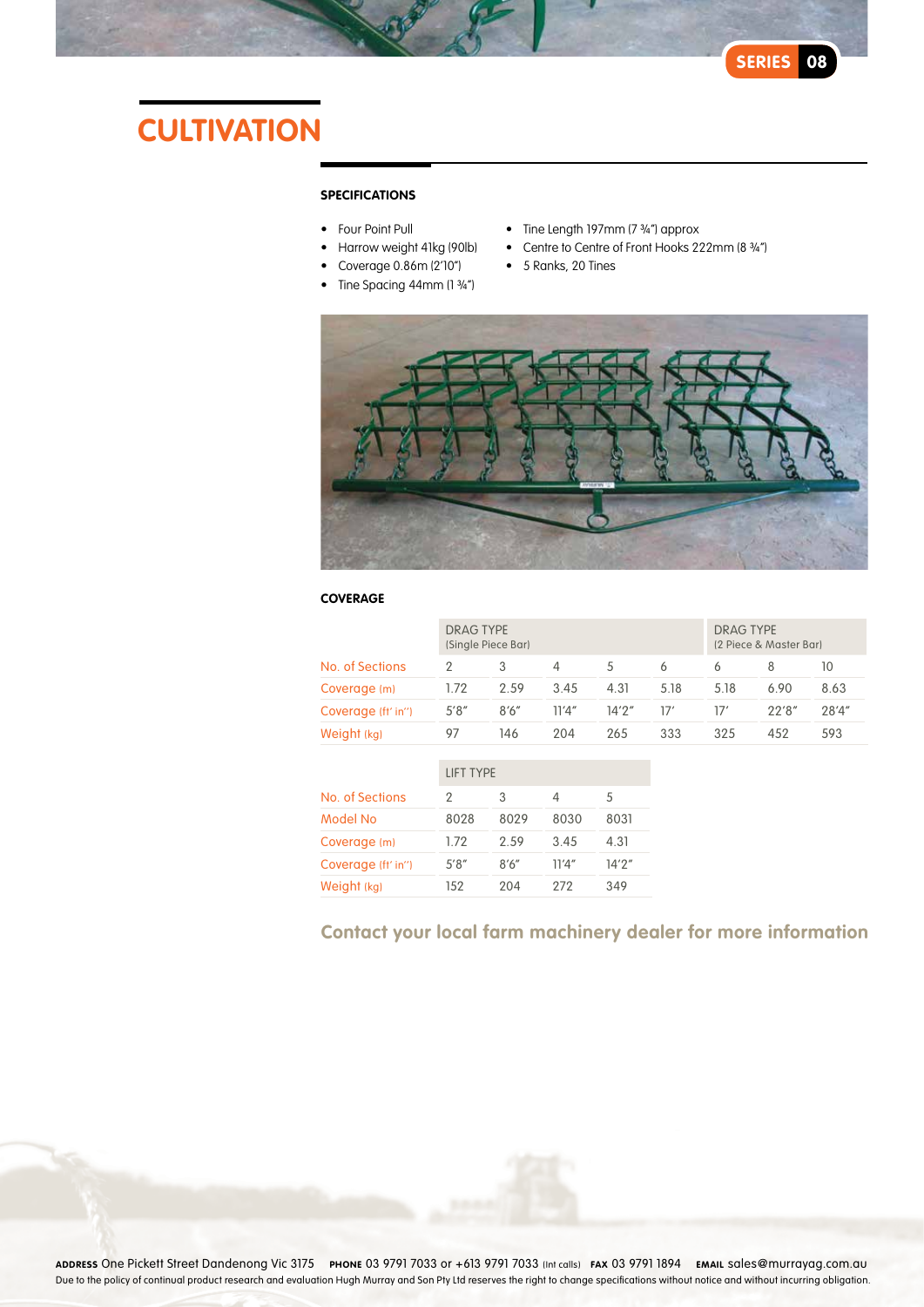SERIES 08

# CULTIVATION

### SPECIFICATIONS

- Four Point Pull
- Harrow weight 41kg (90lb)
- Coverage 0.86m (2'10")
- Tine Spacing 44mm (1 ¾")
- Tine Length 197mm (7 ¾") approx
- Centre to Centre of Front Hooks 222mm (8 ¾")
- 5 Ranks, 20 Tines

### COVERAGE

| | DRAG TYPE (Single Piece Bar) | | | | | DRAG TYPE (2 Piece & Master Bar) | | |
|---|---|---|---|---|---|---|---|---|
| No. of Sections | 2 | 3 | 4 | 5 | 6 | 6 | 8 | 10 |
| Coverage (m) | 1.72 | 2.59 | 3.45 | 4.31 | 5.18 | 5.18 | 6.90 | 8.63 |
| Coverage (ft' in") | 5'8" | 8'6" | 11'4" | 14'2" | 17' | 17' | 22'8" | 28'4" |
| Weight (kg) | 97 | 146 | 204 | 265 | 333 | 325 | 452 | 593 |

| | LIFT TYPE | | | |
|---|---|---|---|---|
| No. of Sections | 2 | 3 | 4 | 5 |
| Model No | 8028 | 8029 | 8030 | 8031 |
| Coverage (m) | 1.72 | 2.59 | 3.45 | 4.31 |
| Coverage (ft' in") | 5'8" | 8'6" | 11'4" | 14'2" |
| Weight (kg) | 152 | 204 | 272 | 349 |

**Contact your local farm machinery dealer for more information**

**ADDRESS** One Pickett Street Dandenong Vic 3175 **PHONE** 03 9791 7033 or +613 9791 7033 (Int calls) **FAX** 03 9791 1894 **EMAIL** sales@murrayag.com.au
Due to the policy of continual product research and evaluation Hugh Murray and Son Pty Ltd reserves the right to change specifications without notice and without incurring obligation.